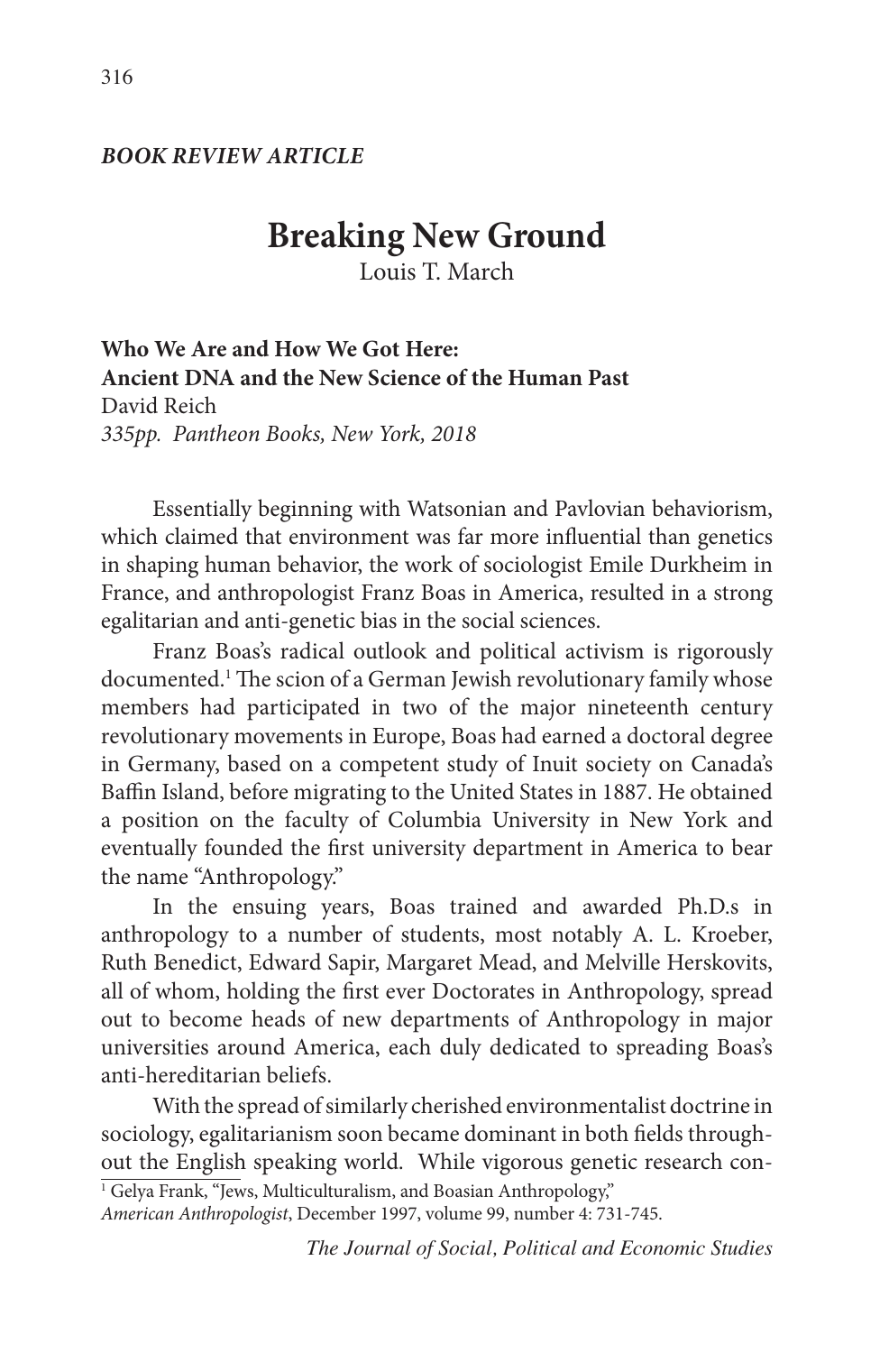*BOOK REVIEW ARTICLE*

# Breaking New Ground

Louis T. March

**Who We Are and How We Got Here:**
**Ancient DNA and the New Science of the Human Past**
David Reich
*335pp. Pantheon Books, New York, 2018*

Essentially beginning with Watsonian and Pavlovian behaviorism, which claimed that environment was far more influential than genetics in shaping human behavior, the work of sociologist Emile Durkheim in France, and anthropologist Franz Boas in America, resulted in a strong egalitarian and anti-genetic bias in the social sciences.

Franz Boas's radical outlook and political activism is rigorously documented.[1] The scion of a German Jewish revolutionary family whose members had participated in two of the major nineteenth century revolutionary movements in Europe, Boas had earned a doctoral degree in Germany, based on a competent study of Inuit society on Canada's Baffin Island, before migrating to the United States in 1887. He obtained a position on the faculty of Columbia University in New York and eventually founded the first university department in America to bear the name "Anthropology."

In the ensuing years, Boas trained and awarded Ph.D.s in anthropology to a number of students, most notably A. L. Kroeber, Ruth Benedict, Edward Sapir, Margaret Mead, and Melville Herskovits, all of whom, holding the first ever Doctorates in Anthropology, spread out to become heads of new departments of Anthropology in major universities around America, each duly dedicated to spreading Boas's anti-hereditarian beliefs.

With the spread of similarly cherished environmentalist doctrine in sociology, egalitarianism soon became dominant in both fields throughout the English speaking world. While vigorous genetic research con-

[1] Gelya Frank, "Jews, Multiculturalism, and Boasian Anthropology," *American Anthropologist*, December 1997, volume 99, number 4: 731-745.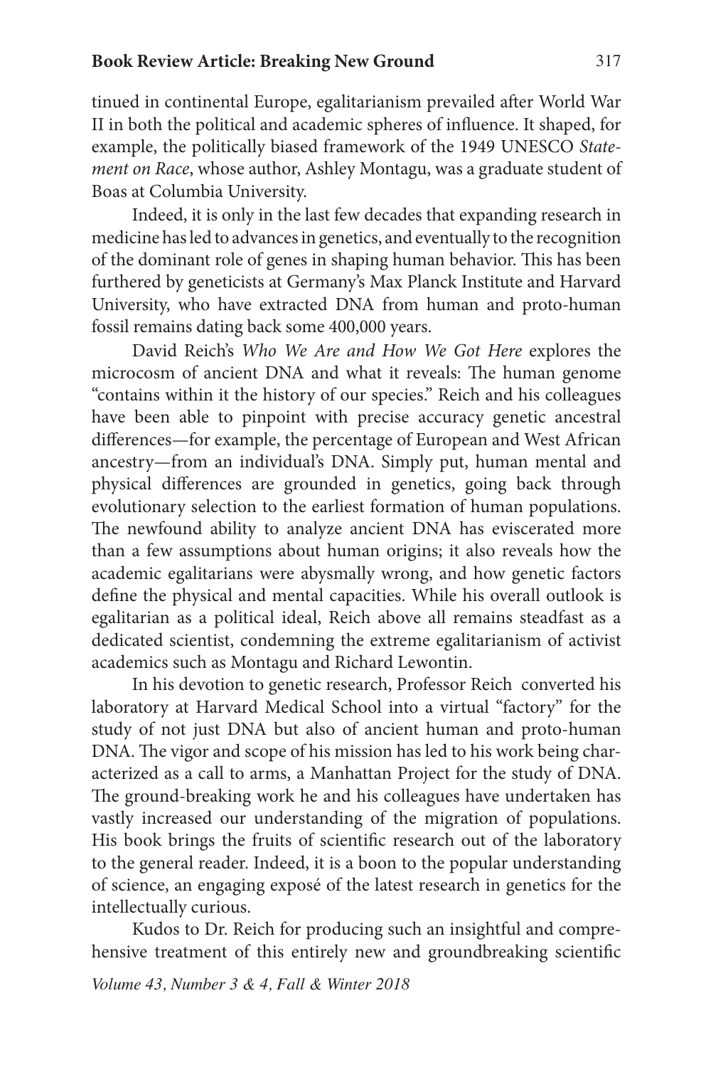tinued in continental Europe, egalitarianism prevailed after World War II in both the political and academic spheres of influence. It shaped, for example, the politically biased framework of the 1949 UNESCO *Statement on Race*, whose author, Ashley Montagu, was a graduate student of Boas at Columbia University.

Indeed, it is only in the last few decades that expanding research in medicine has led to advances in genetics, and eventually to the recognition of the dominant role of genes in shaping human behavior. This has been furthered by geneticists at Germany's Max Planck Institute and Harvard University, who have extracted DNA from human and proto-human fossil remains dating back some 400,000 years.

David Reich's *Who We Are and How We Got Here* explores the microcosm of ancient DNA and what it reveals: The human genome "contains within it the history of our species." Reich and his colleagues have been able to pinpoint with precise accuracy genetic ancestral differences—for example, the percentage of European and West African ancestry—from an individual's DNA. Simply put, human mental and physical differences are grounded in genetics, going back through evolutionary selection to the earliest formation of human populations. The newfound ability to analyze ancient DNA has eviscerated more than a few assumptions about human origins; it also reveals how the academic egalitarians were abysmally wrong, and how genetic factors define the physical and mental capacities. While his overall outlook is egalitarian as a political ideal, Reich above all remains steadfast as a dedicated scientist, condemning the extreme egalitarianism of activist academics such as Montagu and Richard Lewontin.

In his devotion to genetic research, Professor Reich converted his laboratory at Harvard Medical School into a virtual "factory" for the study of not just DNA but also of ancient human and proto-human DNA. The vigor and scope of his mission has led to his work being characterized as a call to arms, a Manhattan Project for the study of DNA. The ground-breaking work he and his colleagues have undertaken has vastly increased our understanding of the migration of populations. His book brings the fruits of scientific research out of the laboratory to the general reader. Indeed, it is a boon to the popular understanding of science, an engaging exposé of the latest research in genetics for the intellectually curious.

Kudos to Dr. Reich for producing such an insightful and comprehensive treatment of this entirely new and groundbreaking scientific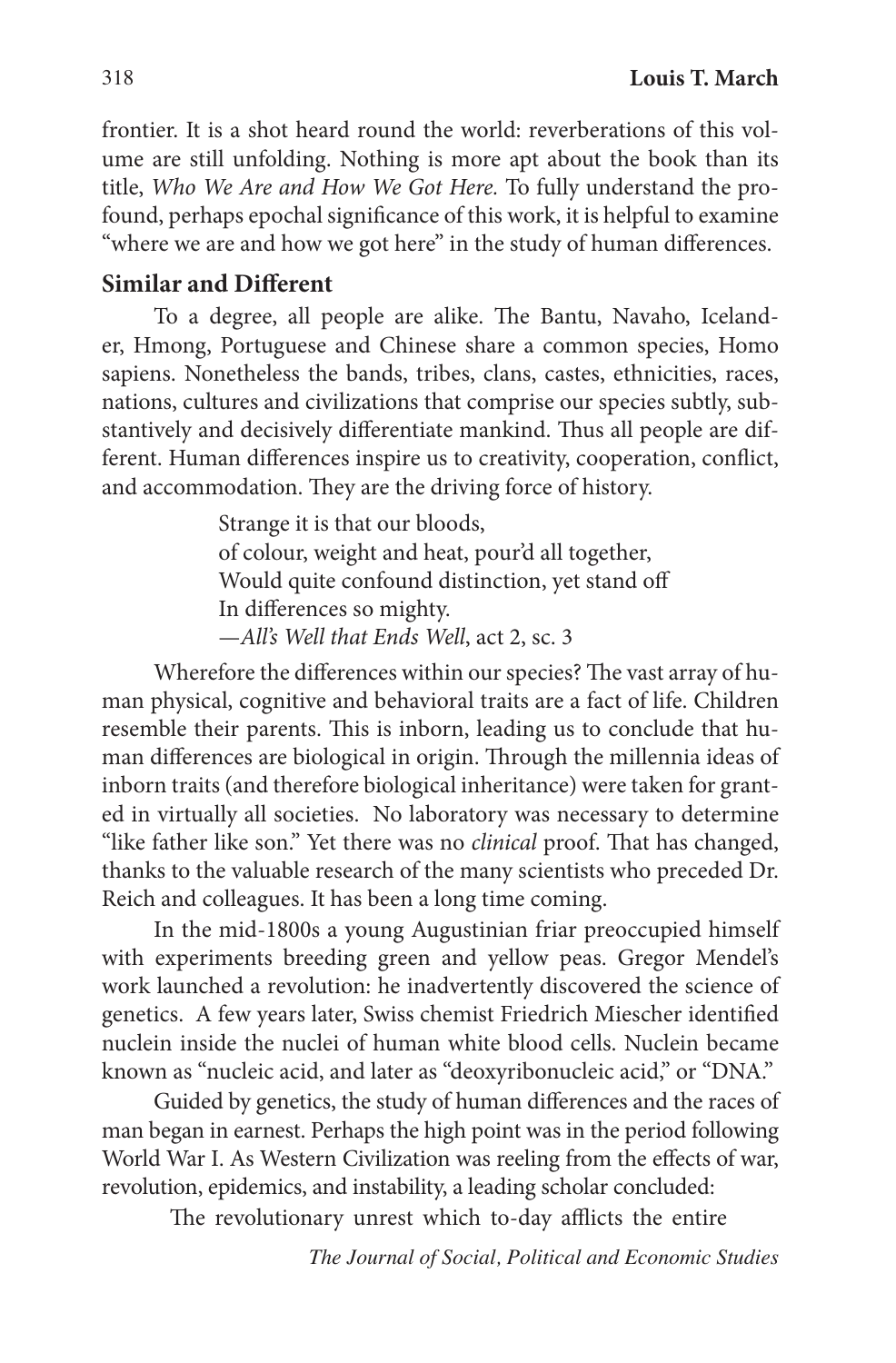frontier. It is a shot heard round the world: reverberations of this volume are still unfolding. Nothing is more apt about the book than its title, *Who We Are and How We Got Here.* To fully understand the profound, perhaps epochal significance of this work, it is helpful to examine "where we are and how we got here" in the study of human differences.

### Similar and Different

To a degree, all people are alike. The Bantu, Navaho, Icelander, Hmong, Portuguese and Chinese share a common species, Homo sapiens. Nonetheless the bands, tribes, clans, castes, ethnicities, races, nations, cultures and civilizations that comprise our species subtly, substantively and decisively differentiate mankind. Thus all people are different. Human differences inspire us to creativity, cooperation, conflict, and accommodation. They are the driving force of history.

> Strange it is that our bloods,
> of colour, weight and heat, pour'd all together,
> Would quite confound distinction, yet stand off
> In differences so mighty.
> —*All's Well that Ends Well*, act 2, sc. 3

Wherefore the differences within our species? The vast array of human physical, cognitive and behavioral traits are a fact of life. Children resemble their parents. This is inborn, leading us to conclude that human differences are biological in origin. Through the millennia ideas of inborn traits (and therefore biological inheritance) were taken for granted in virtually all societies. No laboratory was necessary to determine "like father like son." Yet there was no *clinical* proof. That has changed, thanks to the valuable research of the many scientists who preceded Dr. Reich and colleagues. It has been a long time coming.

In the mid-1800s a young Augustinian friar preoccupied himself with experiments breeding green and yellow peas. Gregor Mendel's work launched a revolution: he inadvertently discovered the science of genetics. A few years later, Swiss chemist Friedrich Miescher identified nuclein inside the nuclei of human white blood cells. Nuclein became known as "nucleic acid, and later as "deoxyribonucleic acid," or "DNA."

Guided by genetics, the study of human differences and the races of man began in earnest. Perhaps the high point was in the period following World War I. As Western Civilization was reeling from the effects of war, revolution, epidemics, and instability, a leading scholar concluded:

> The revolutionary unrest which to-day afflicts the entire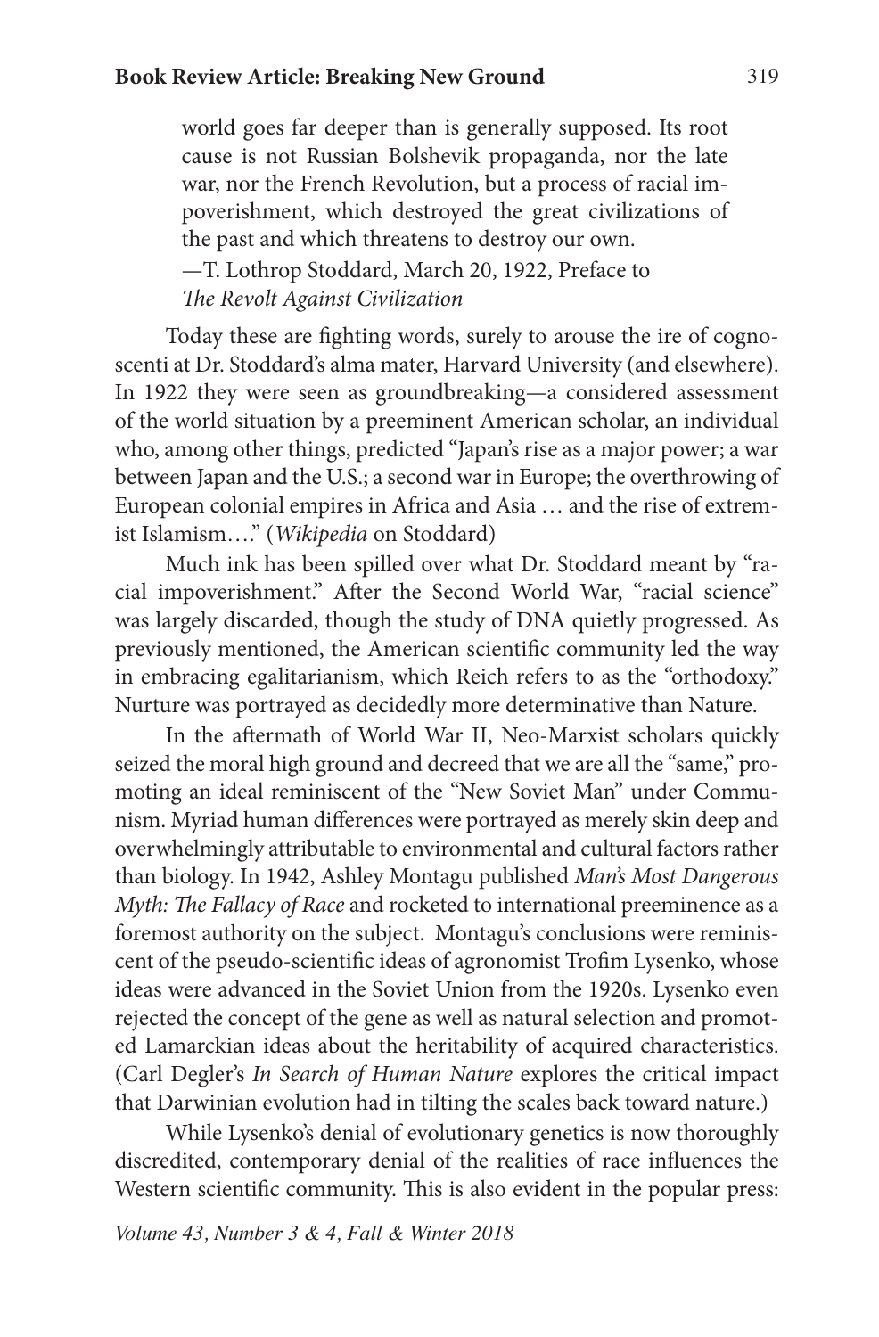> world goes far deeper than is generally supposed. Its root cause is not Russian Bolshevik propaganda, nor the late war, nor the French Revolution, but a process of racial impoverishment, which destroyed the great civilizations of the past and which threatens to destroy our own.
>
> —T. Lothrop Stoddard, March 20, 1922, Preface to *The Revolt Against Civilization*

Today these are fighting words, surely to arouse the ire of cognoscenti at Dr. Stoddard's alma mater, Harvard University (and elsewhere). In 1922 they were seen as groundbreaking—a considered assessment of the world situation by a preeminent American scholar, an individual who, among other things, predicted "Japan's rise as a major power; a war between Japan and the U.S.; a second war in Europe; the overthrowing of European colonial empires in Africa and Asia … and the rise of extremist Islamism…." (*Wikipedia* on Stoddard)

Much ink has been spilled over what Dr. Stoddard meant by "racial impoverishment." After the Second World War, "racial science" was largely discarded, though the study of DNA quietly progressed. As previously mentioned, the American scientific community led the way in embracing egalitarianism, which Reich refers to as the "orthodoxy." Nurture was portrayed as decidedly more determinative than Nature.

In the aftermath of World War II, Neo-Marxist scholars quickly seized the moral high ground and decreed that we are all the "same," promoting an ideal reminiscent of the "New Soviet Man" under Communism. Myriad human differences were portrayed as merely skin deep and overwhelmingly attributable to environmental and cultural factors rather than biology. In 1942, Ashley Montagu published *Man's Most Dangerous Myth: The Fallacy of Race* and rocketed to international preeminence as a foremost authority on the subject. Montagu's conclusions were reminiscent of the pseudo-scientific ideas of agronomist Trofim Lysenko, whose ideas were advanced in the Soviet Union from the 1920s. Lysenko even rejected the concept of the gene as well as natural selection and promoted Lamarckian ideas about the heritability of acquired characteristics. (Carl Degler's *In Search of Human Nature* explores the critical impact that Darwinian evolution had in tilting the scales back toward nature.)

While Lysenko's denial of evolutionary genetics is now thoroughly discredited, contemporary denial of the realities of race influences the Western scientific community. This is also evident in the popular press: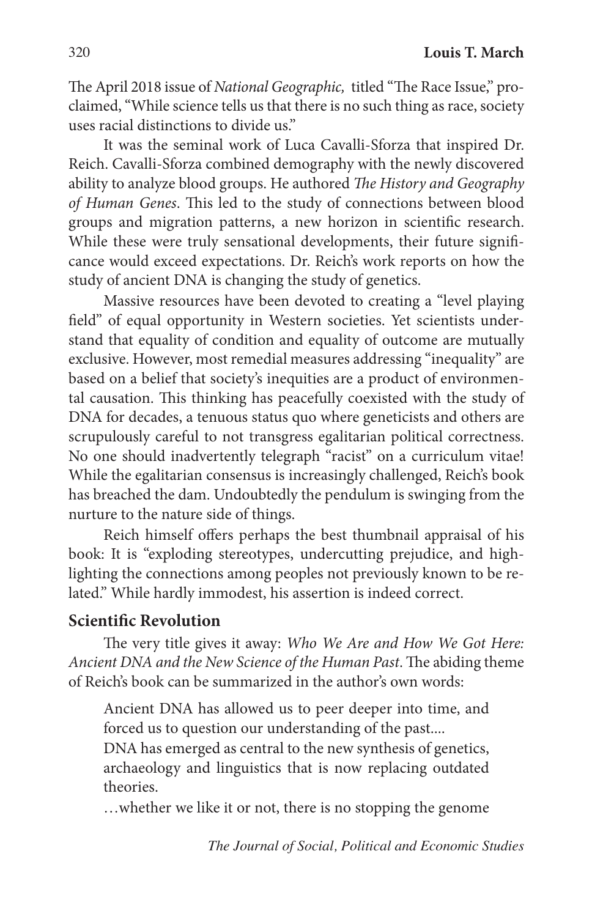The April 2018 issue of *National Geographic,* titled "The Race Issue," proclaimed, "While science tells us that there is no such thing as race, society uses racial distinctions to divide us."

It was the seminal work of Luca Cavalli-Sforza that inspired Dr. Reich. Cavalli-Sforza combined demography with the newly discovered ability to analyze blood groups. He authored *The History and Geography of Human Genes*. This led to the study of connections between blood groups and migration patterns, a new horizon in scientific research. While these were truly sensational developments, their future significance would exceed expectations. Dr. Reich's work reports on how the study of ancient DNA is changing the study of genetics.

Massive resources have been devoted to creating a "level playing field" of equal opportunity in Western societies. Yet scientists understand that equality of condition and equality of outcome are mutually exclusive. However, most remedial measures addressing "inequality" are based on a belief that society's inequities are a product of environmental causation. This thinking has peacefully coexisted with the study of DNA for decades, a tenuous status quo where geneticists and others are scrupulously careful to not transgress egalitarian political correctness. No one should inadvertently telegraph "racist" on a curriculum vitae! While the egalitarian consensus is increasingly challenged, Reich's book has breached the dam. Undoubtedly the pendulum is swinging from the nurture to the nature side of things.

Reich himself offers perhaps the best thumbnail appraisal of his book: It is "exploding stereotypes, undercutting prejudice, and highlighting the connections among peoples not previously known to be related." While hardly immodest, his assertion is indeed correct.

## Scientific Revolution

The very title gives it away: *Who We Are and How We Got Here: Ancient DNA and the New Science of the Human Past*. The abiding theme of Reich's book can be summarized in the author's own words:

> Ancient DNA has allowed us to peer deeper into time, and forced us to question our understanding of the past....
>
> DNA has emerged as central to the new synthesis of genetics, archaeology and linguistics that is now replacing outdated theories.
>
> …whether we like it or not, there is no stopping the genome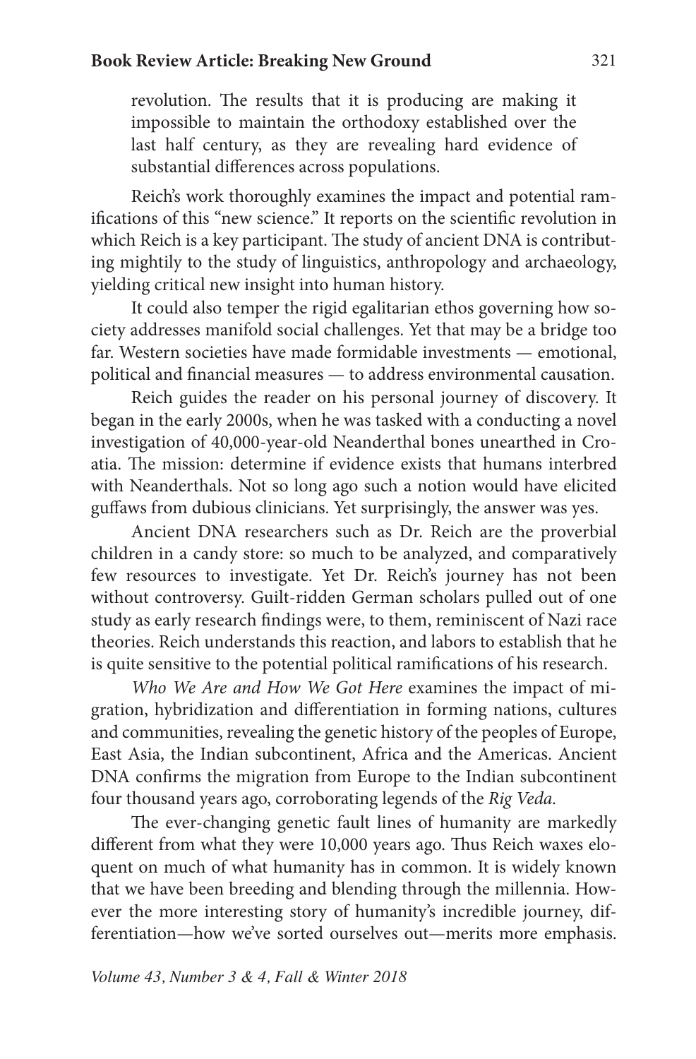revolution. The results that it is producing are making it impossible to maintain the orthodoxy established over the last half century, as they are revealing hard evidence of substantial differences across populations.

Reich's work thoroughly examines the impact and potential ramifications of this "new science." It reports on the scientific revolution in which Reich is a key participant. The study of ancient DNA is contributing mightily to the study of linguistics, anthropology and archaeology, yielding critical new insight into human history.

It could also temper the rigid egalitarian ethos governing how society addresses manifold social challenges. Yet that may be a bridge too far. Western societies have made formidable investments — emotional, political and financial measures — to address environmental causation.

Reich guides the reader on his personal journey of discovery. It began in the early 2000s, when he was tasked with a conducting a novel investigation of 40,000-year-old Neanderthal bones unearthed in Croatia. The mission: determine if evidence exists that humans interbred with Neanderthals. Not so long ago such a notion would have elicited guffaws from dubious clinicians. Yet surprisingly, the answer was yes.

Ancient DNA researchers such as Dr. Reich are the proverbial children in a candy store: so much to be analyzed, and comparatively few resources to investigate. Yet Dr. Reich's journey has not been without controversy. Guilt-ridden German scholars pulled out of one study as early research findings were, to them, reminiscent of Nazi race theories. Reich understands this reaction, and labors to establish that he is quite sensitive to the potential political ramifications of his research.

*Who We Are and How We Got Here* examines the impact of migration, hybridization and differentiation in forming nations, cultures and communities, revealing the genetic history of the peoples of Europe, East Asia, the Indian subcontinent, Africa and the Americas. Ancient DNA confirms the migration from Europe to the Indian subcontinent four thousand years ago, corroborating legends of the *Rig Veda*.

The ever-changing genetic fault lines of humanity are markedly different from what they were 10,000 years ago. Thus Reich waxes eloquent on much of what humanity has in common. It is widely known that we have been breeding and blending through the millennia. However the more interesting story of humanity's incredible journey, differentiation—how we've sorted ourselves out—merits more emphasis.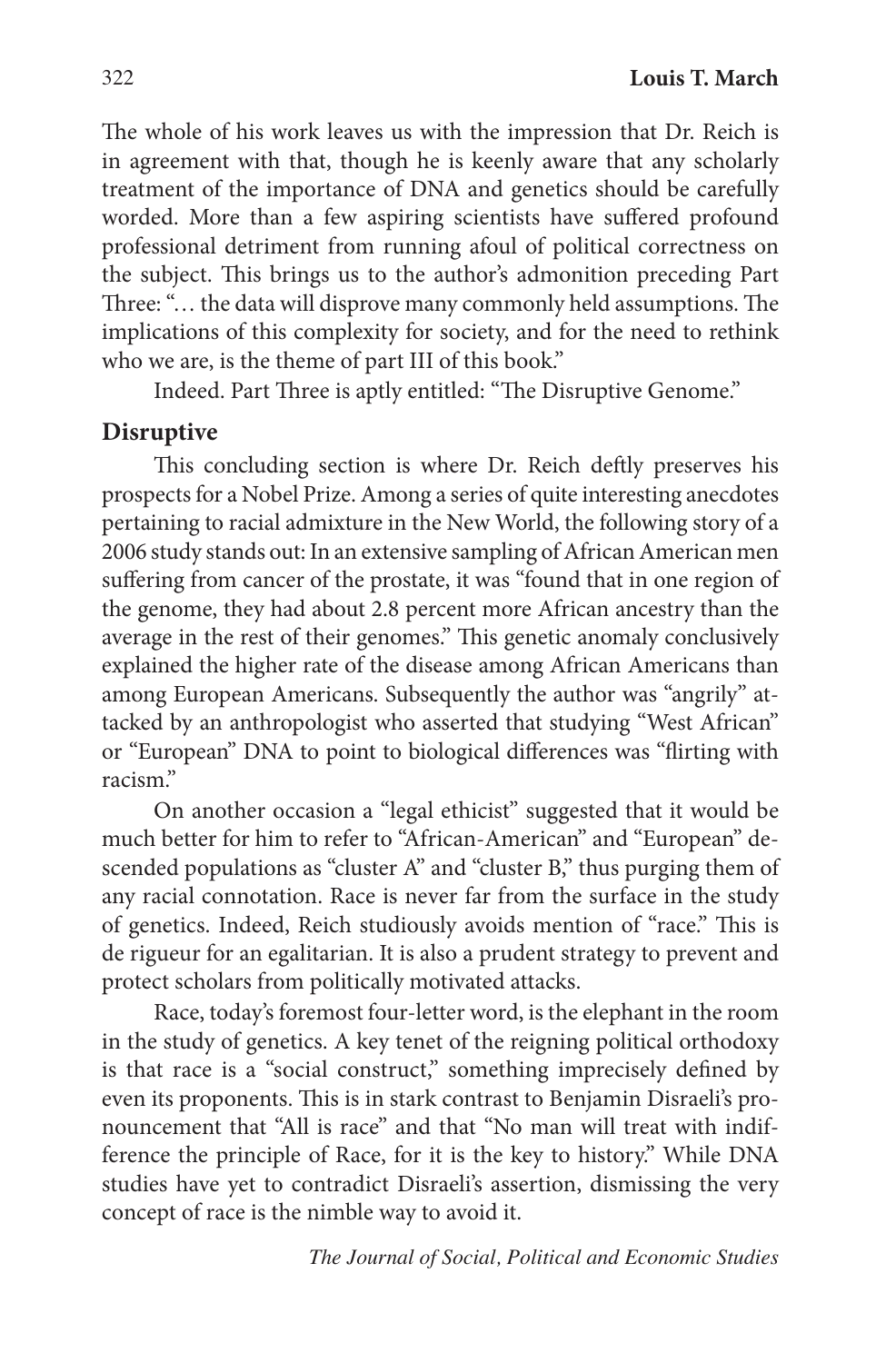The whole of his work leaves us with the impression that Dr. Reich is in agreement with that, though he is keenly aware that any scholarly treatment of the importance of DNA and genetics should be carefully worded. More than a few aspiring scientists have suffered profound professional detriment from running afoul of political correctness on the subject. This brings us to the author's admonition preceding Part Three: "… the data will disprove many commonly held assumptions. The implications of this complexity for society, and for the need to rethink who we are, is the theme of part III of this book."

Indeed. Part Three is aptly entitled: "The Disruptive Genome."

## Disruptive

This concluding section is where Dr. Reich deftly preserves his prospects for a Nobel Prize. Among a series of quite interesting anecdotes pertaining to racial admixture in the New World, the following story of a 2006 study stands out: In an extensive sampling of African American men suffering from cancer of the prostate, it was "found that in one region of the genome, they had about 2.8 percent more African ancestry than the average in the rest of their genomes." This genetic anomaly conclusively explained the higher rate of the disease among African Americans than among European Americans. Subsequently the author was "angrily" attacked by an anthropologist who asserted that studying "West African" or "European" DNA to point to biological differences was "flirting with racism."

On another occasion a "legal ethicist" suggested that it would be much better for him to refer to "African-American" and "European" descended populations as "cluster A" and "cluster B," thus purging them of any racial connotation. Race is never far from the surface in the study of genetics. Indeed, Reich studiously avoids mention of "race." This is de rigueur for an egalitarian. It is also a prudent strategy to prevent and protect scholars from politically motivated attacks.

Race, today's foremost four-letter word, is the elephant in the room in the study of genetics. A key tenet of the reigning political orthodoxy is that race is a "social construct," something imprecisely defined by even its proponents. This is in stark contrast to Benjamin Disraeli's pronouncement that "All is race" and that "No man will treat with indifference the principle of Race, for it is the key to history." While DNA studies have yet to contradict Disraeli's assertion, dismissing the very concept of race is the nimble way to avoid it.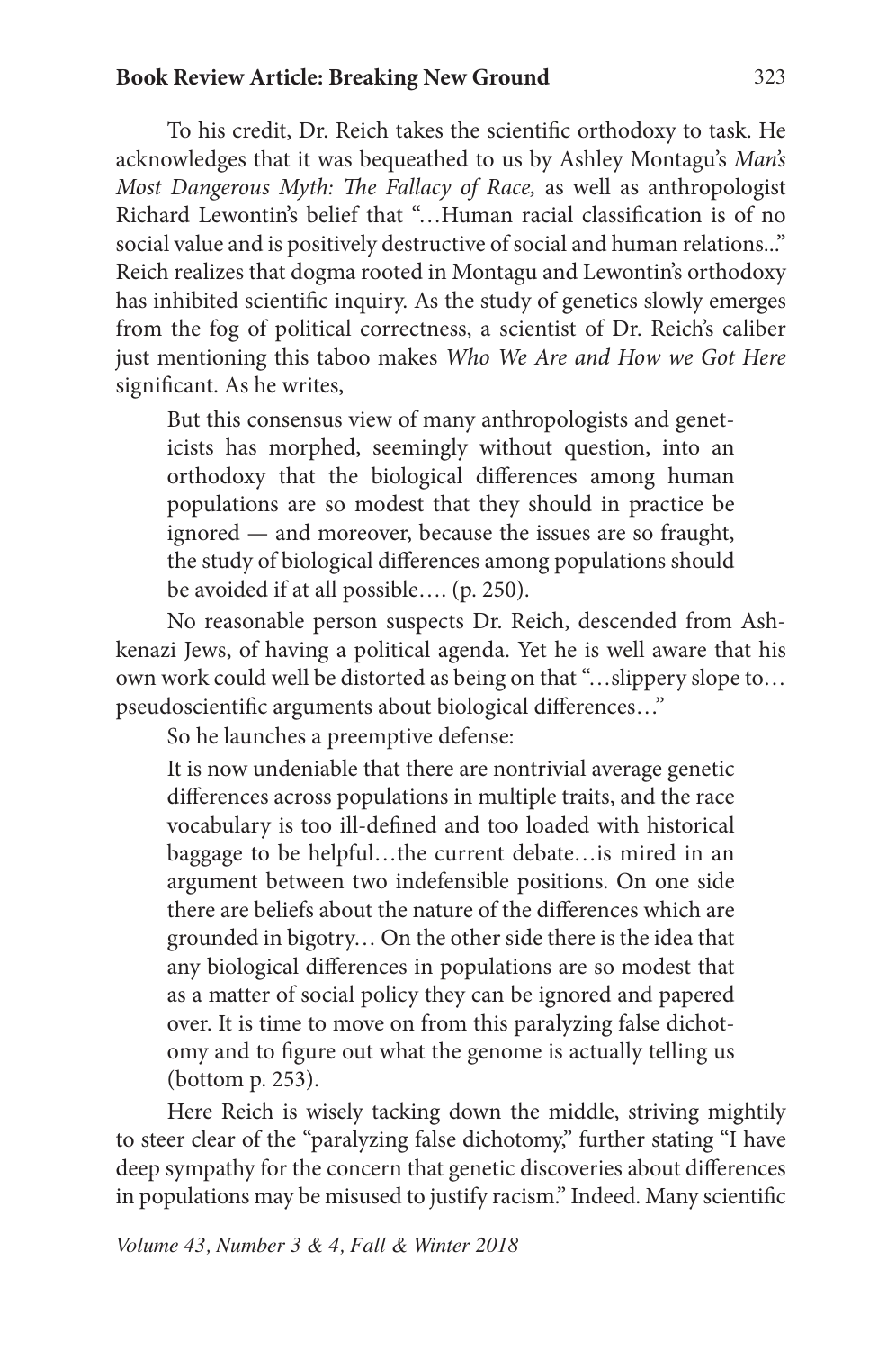To his credit, Dr. Reich takes the scientific orthodoxy to task. He acknowledges that it was bequeathed to us by Ashley Montagu's *Man's Most Dangerous Myth: The Fallacy of Race,* as well as anthropologist Richard Lewontin's belief that "…Human racial classification is of no social value and is positively destructive of social and human relations..." Reich realizes that dogma rooted in Montagu and Lewontin's orthodoxy has inhibited scientific inquiry. As the study of genetics slowly emerges from the fog of political correctness, a scientist of Dr. Reich's caliber just mentioning this taboo makes *Who We Are and How we Got Here* significant. As he writes,

> But this consensus view of many anthropologists and geneticists has morphed, seemingly without question, into an orthodoxy that the biological differences among human populations are so modest that they should in practice be ignored — and moreover, because the issues are so fraught, the study of biological differences among populations should be avoided if at all possible…. (p. 250).

No reasonable person suspects Dr. Reich, descended from Ashkenazi Jews, of having a political agenda. Yet he is well aware that his own work could well be distorted as being on that "…slippery slope to… pseudoscientific arguments about biological differences…"

So he launches a preemptive defense:

> It is now undeniable that there are nontrivial average genetic differences across populations in multiple traits, and the race vocabulary is too ill-defined and too loaded with historical baggage to be helpful…the current debate…is mired in an argument between two indefensible positions. On one side there are beliefs about the nature of the differences which are grounded in bigotry… On the other side there is the idea that any biological differences in populations are so modest that as a matter of social policy they can be ignored and papered over. It is time to move on from this paralyzing false dichotomy and to figure out what the genome is actually telling us (bottom p. 253).

Here Reich is wisely tacking down the middle, striving mightily to steer clear of the "paralyzing false dichotomy," further stating "I have deep sympathy for the concern that genetic discoveries about differences in populations may be misused to justify racism." Indeed. Many scientific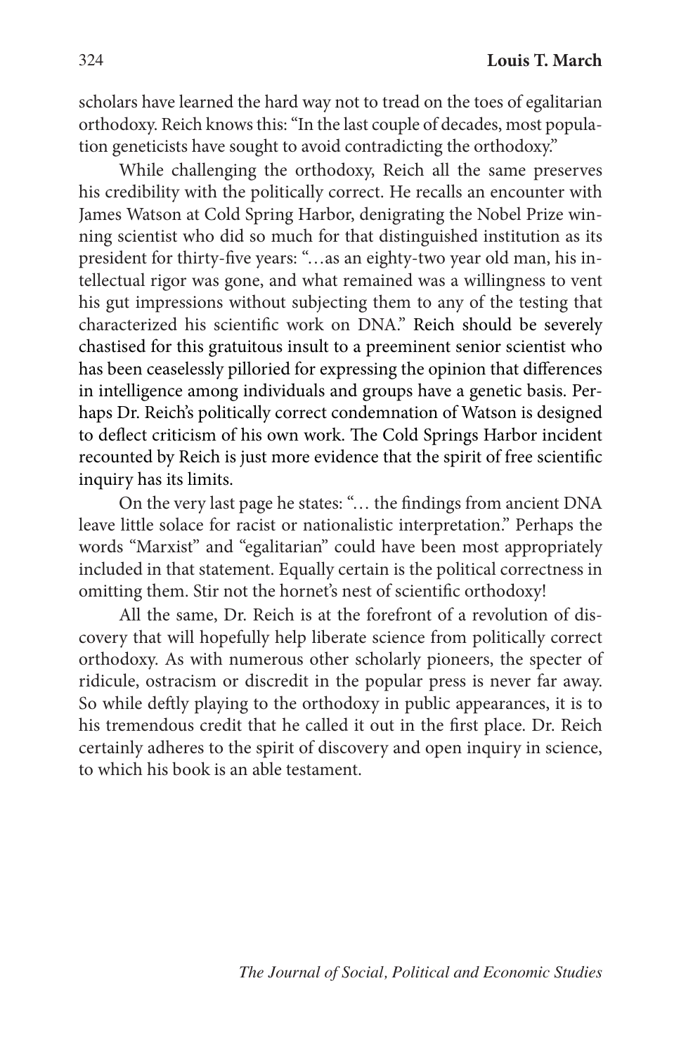scholars have learned the hard way not to tread on the toes of egalitarian orthodoxy. Reich knows this: "In the last couple of decades, most population geneticists have sought to avoid contradicting the orthodoxy."

While challenging the orthodoxy, Reich all the same preserves his credibility with the politically correct. He recalls an encounter with James Watson at Cold Spring Harbor, denigrating the Nobel Prize winning scientist who did so much for that distinguished institution as its president for thirty-five years: "…as an eighty-two year old man, his intellectual rigor was gone, and what remained was a willingness to vent his gut impressions without subjecting them to any of the testing that characterized his scientific work on DNA." Reich should be severely chastised for this gratuitous insult to a preeminent senior scientist who has been ceaselessly pilloried for expressing the opinion that differences in intelligence among individuals and groups have a genetic basis. Perhaps Dr. Reich's politically correct condemnation of Watson is designed to deflect criticism of his own work. The Cold Springs Harbor incident recounted by Reich is just more evidence that the spirit of free scientific inquiry has its limits.

On the very last page he states: "… the findings from ancient DNA leave little solace for racist or nationalistic interpretation." Perhaps the words "Marxist" and "egalitarian" could have been most appropriately included in that statement. Equally certain is the political correctness in omitting them. Stir not the hornet's nest of scientific orthodoxy!

All the same, Dr. Reich is at the forefront of a revolution of discovery that will hopefully help liberate science from politically correct orthodoxy. As with numerous other scholarly pioneers, the specter of ridicule, ostracism or discredit in the popular press is never far away. So while deftly playing to the orthodoxy in public appearances, it is to his tremendous credit that he called it out in the first place. Dr. Reich certainly adheres to the spirit of discovery and open inquiry in science, to which his book is an able testament.